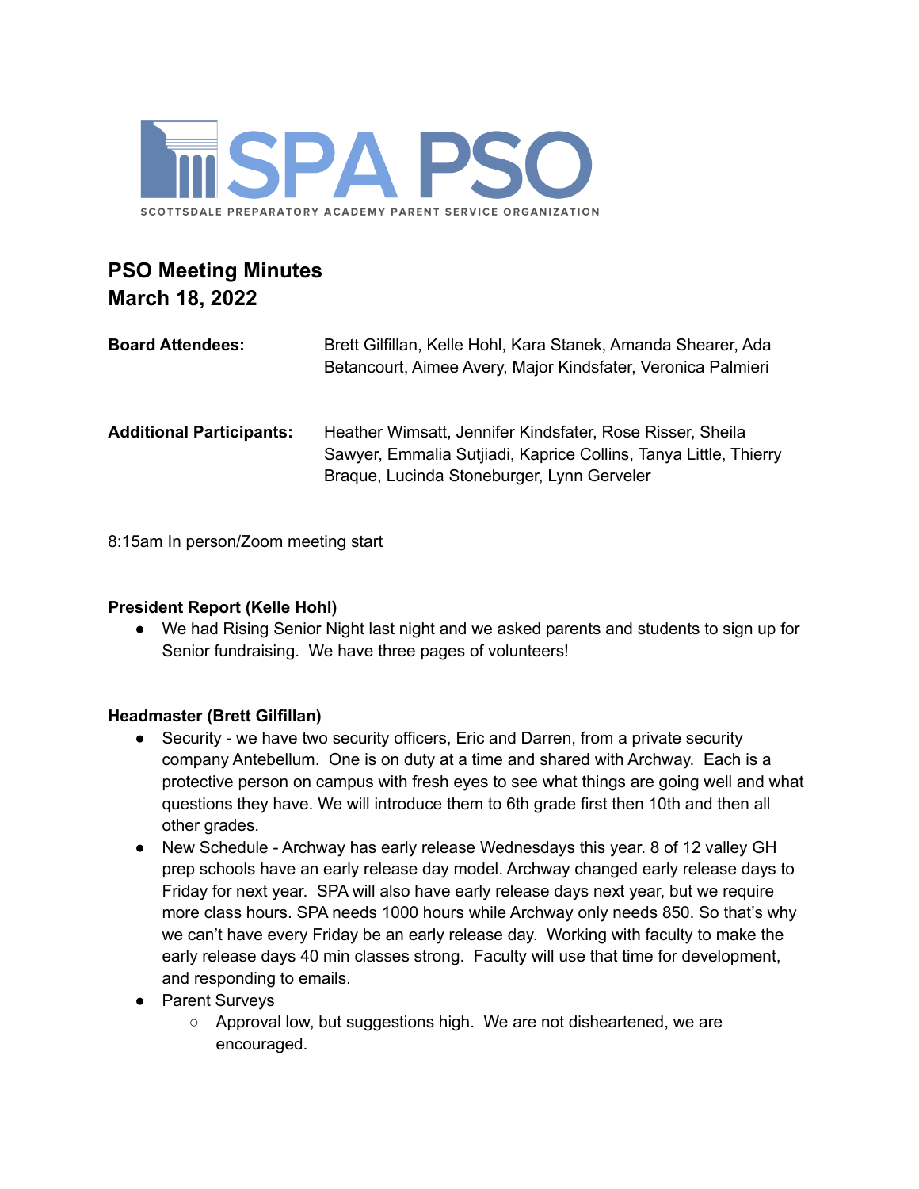SPA PSO

SCOTTSDALE PREPARATORY ACADEMY PARENT SERVICE ORGANIZATION

# PSO Meeting Minutes
# March 18, 2022

**Board Attendees:** Brett Gilfillan, Kelle Hohl, Kara Stanek, Amanda Shearer, Ada Betancourt, Aimee Avery, Major Kindsfater, Veronica Palmieri

**Additional Participants:** Heather Wimsatt, Jennifer Kindsfater, Rose Risser, Sheila Sawyer, Emmalia Sutjiadi, Kaprice Collins, Tanya Little, Thierry Braque, Lucinda Stoneburger, Lynn Gerveler

8:15am In person/Zoom meeting start

**President Report (Kelle Hohl)**

- We had Rising Senior Night last night and we asked parents and students to sign up for Senior fundraising. We have three pages of volunteers!

**Headmaster (Brett Gilfillan)**

- Security - we have two security officers, Eric and Darren, from a private security company Antebellum. One is on duty at a time and shared with Archway. Each is a protective person on campus with fresh eyes to see what things are going well and what questions they have. We will introduce them to 6th grade first then 10th and then all other grades.
- New Schedule - Archway has early release Wednesdays this year. 8 of 12 valley GH prep schools have an early release day model. Archway changed early release days to Friday for next year. SPA will also have early release days next year, but we require more class hours. SPA needs 1000 hours while Archway only needs 850. So that's why we can't have every Friday be an early release day. Working with faculty to make the early release days 40 min classes strong. Faculty will use that time for development, and responding to emails.
- Parent Surveys
  - Approval low, but suggestions high. We are not disheartened, we are encouraged.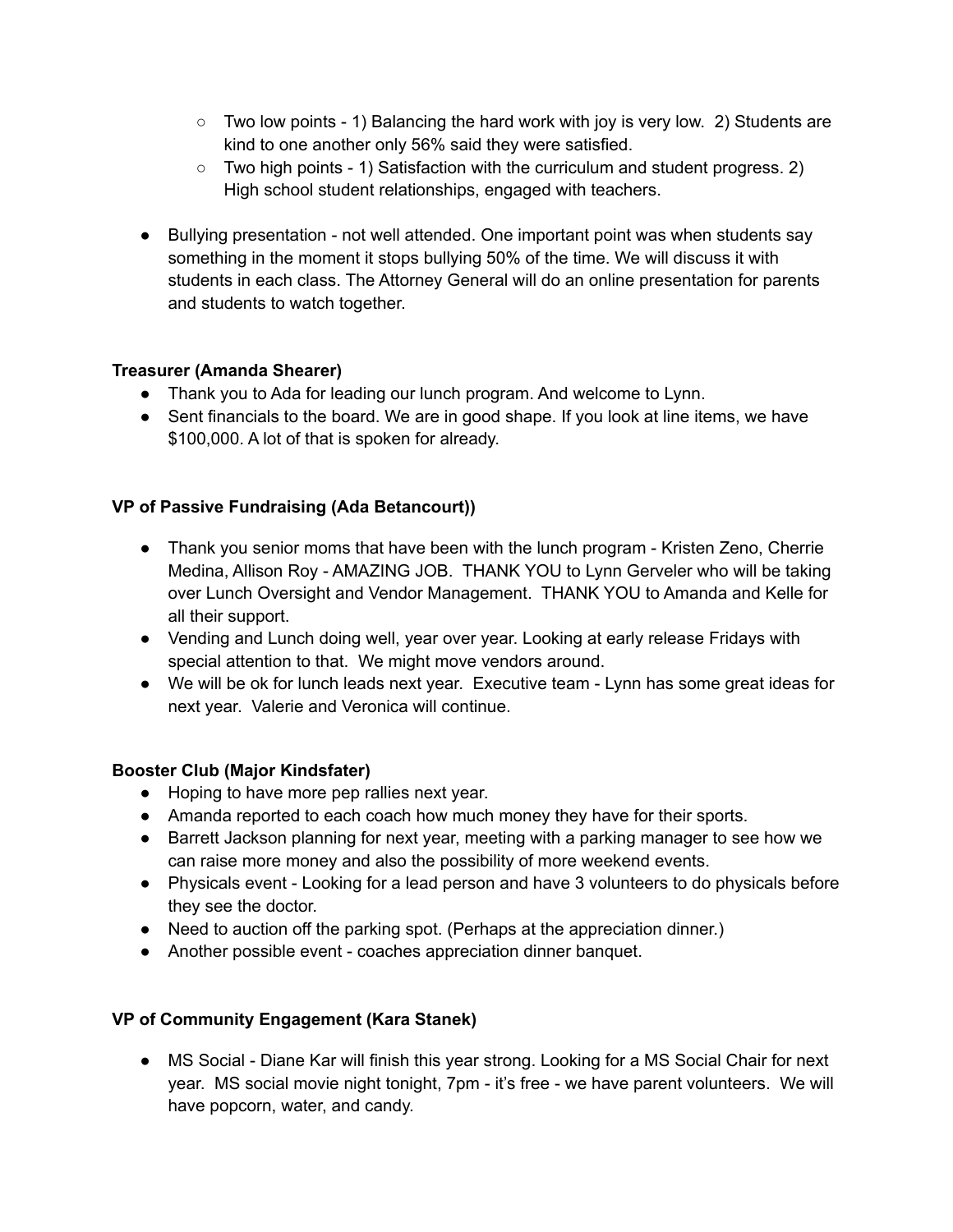- Two low points - 1) Balancing the hard work with joy is very low. 2) Students are kind to one another only 56% said they were satisfied.
    - Two high points - 1) Satisfaction with the curriculum and student progress. 2) High school student relationships, engaged with teachers.

- Bullying presentation - not well attended. One important point was when students say something in the moment it stops bullying 50% of the time. We will discuss it with students in each class. The Attorney General will do an online presentation for parents and students to watch together.

**Treasurer (Amanda Shearer)**

- Thank you to Ada for leading our lunch program. And welcome to Lynn.
- Sent financials to the board. We are in good shape. If you look at line items, we have $100,000. A lot of that is spoken for already.

**VP of Passive Fundraising (Ada Betancourt))**

- Thank you senior moms that have been with the lunch program - Kristen Zeno, Cherrie Medina, Allison Roy - AMAZING JOB. THANK YOU to Lynn Gerveler who will be taking over Lunch Oversight and Vendor Management. THANK YOU to Amanda and Kelle for all their support.
- Vending and Lunch doing well, year over year. Looking at early release Fridays with special attention to that. We might move vendors around.
- We will be ok for lunch leads next year. Executive team - Lynn has some great ideas for next year. Valerie and Veronica will continue.

**Booster Club (Major Kindsfater)**

- Hoping to have more pep rallies next year.
- Amanda reported to each coach how much money they have for their sports.
- Barrett Jackson planning for next year, meeting with a parking manager to see how we can raise more money and also the possibility of more weekend events.
- Physicals event - Looking for a lead person and have 3 volunteers to do physicals before they see the doctor.
- Need to auction off the parking spot. (Perhaps at the appreciation dinner.)
- Another possible event - coaches appreciation dinner banquet.

**VP of Community Engagement (Kara Stanek)**

- MS Social - Diane Kar will finish this year strong. Looking for a MS Social Chair for next year. MS social movie night tonight, 7pm - it's free - we have parent volunteers. We will have popcorn, water, and candy.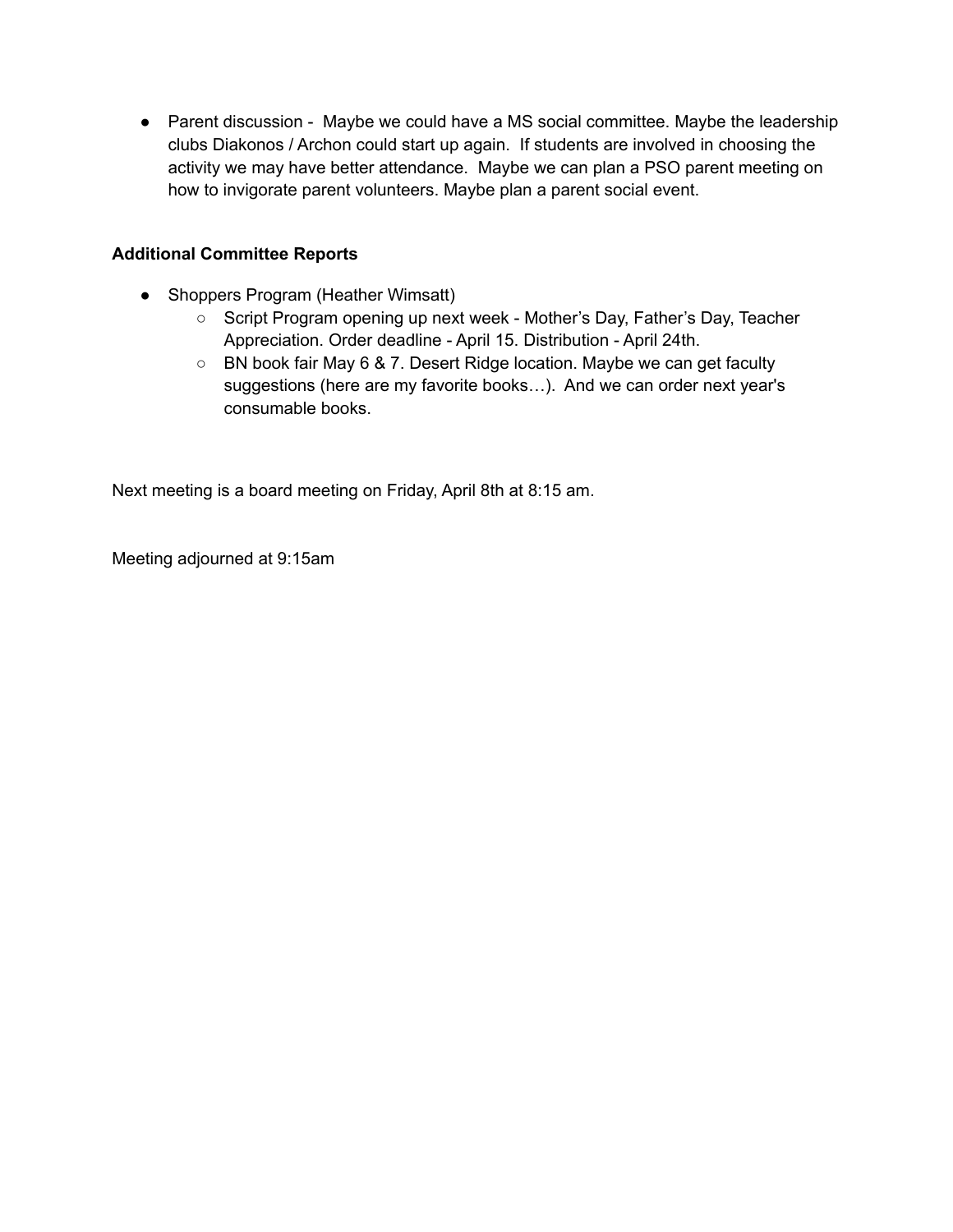- Parent discussion - Maybe we could have a MS social committee. Maybe the leadership clubs Diakonos / Archon could start up again. If students are involved in choosing the activity we may have better attendance. Maybe we can plan a PSO parent meeting on how to invigorate parent volunteers. Maybe plan a parent social event.

**Additional Committee Reports**

- Shoppers Program (Heather Wimsatt)
  - Script Program opening up next week - Mother's Day, Father's Day, Teacher Appreciation. Order deadline - April 15. Distribution - April 24th.
  - BN book fair May 6 & 7. Desert Ridge location. Maybe we can get faculty suggestions (here are my favorite books…). And we can order next year's consumable books.

Next meeting is a board meeting on Friday, April 8th at 8:15 am.

Meeting adjourned at 9:15am